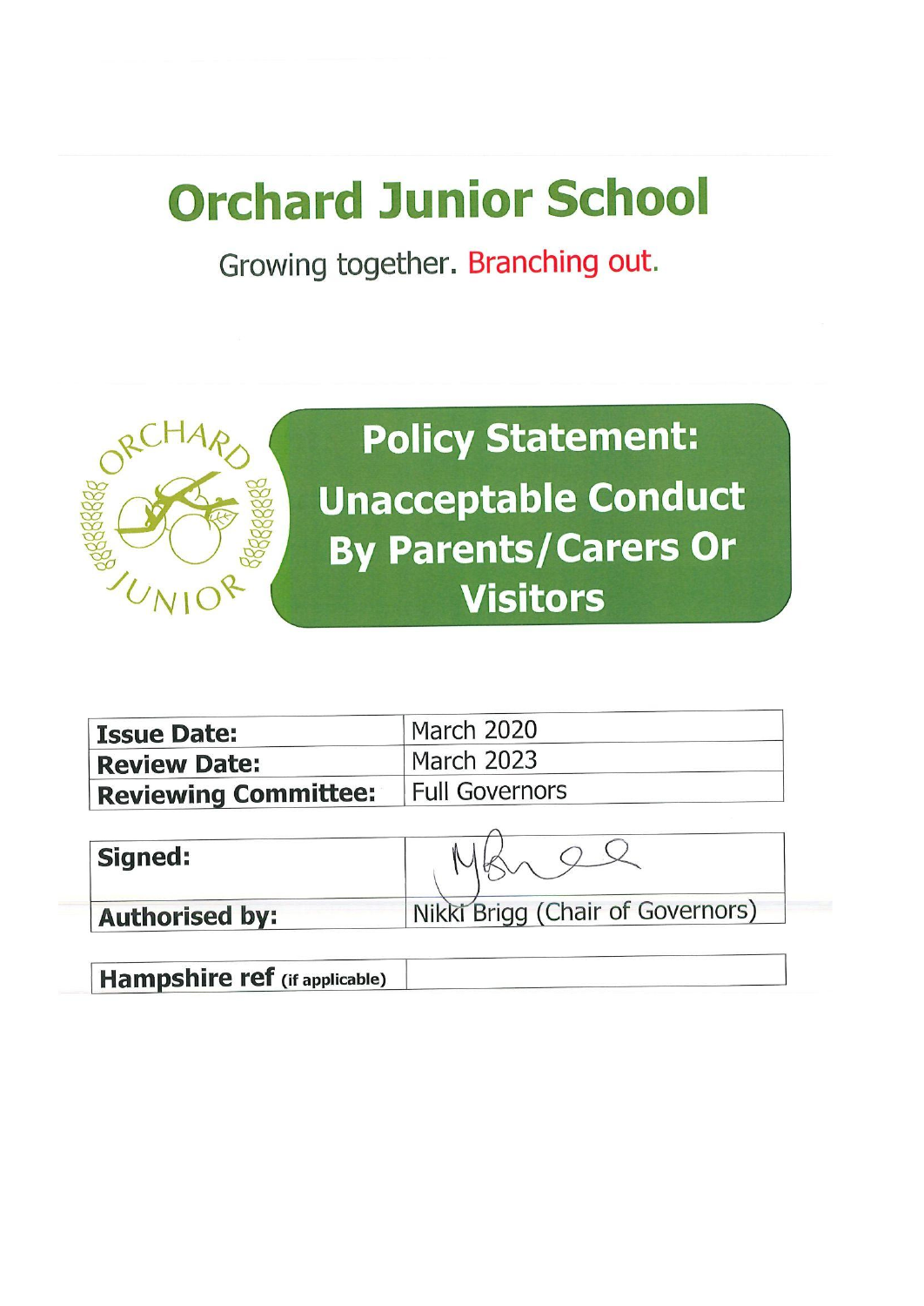# Orchard Junior School

Growing together. Branching out.

ORCHARD JUNIOR

## Policy Statement: Unacceptable Conduct By Parents/Carers Or Visitors

| | |
|---|---|
| **Issue Date:** | March 2020 |
| **Review Date:** | March 2023 |
| **Reviewing Committee:** | Full Governors |

| | |
|---|---|
| **Signed:** | |
| **Authorised by:** | Nikki Brigg (Chair of Governors) |

| | |
|---|---|
| **Hampshire ref** (if applicable) | |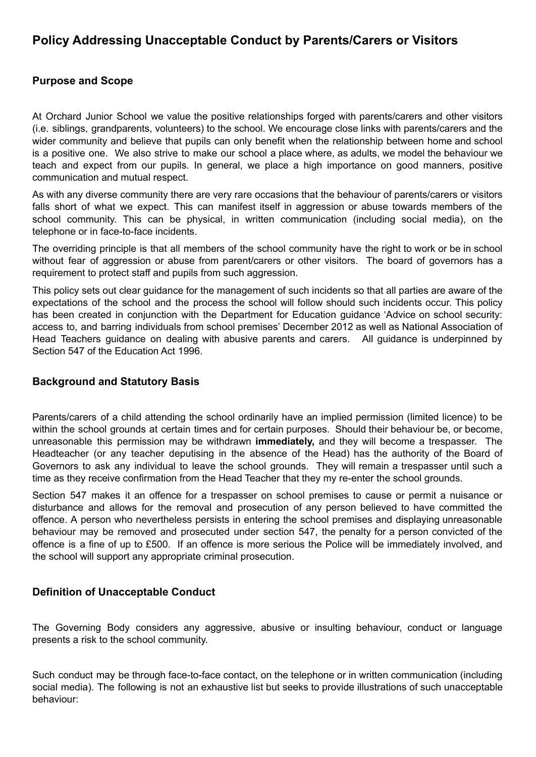# Policy Addressing Unacceptable Conduct by Parents/Carers or Visitors

## Purpose and Scope

At Orchard Junior School we value the positive relationships forged with parents/carers and other visitors (i.e. siblings, grandparents, volunteers) to the school. We encourage close links with parents/carers and the wider community and believe that pupils can only benefit when the relationship between home and school is a positive one. We also strive to make our school a place where, as adults, we model the behaviour we teach and expect from our pupils. In general, we place a high importance on good manners, positive communication and mutual respect.

As with any diverse community there are very rare occasions that the behaviour of parents/carers or visitors falls short of what we expect. This can manifest itself in aggression or abuse towards members of the school community. This can be physical, in written communication (including social media), on the telephone or in face-to-face incidents.

The overriding principle is that all members of the school community have the right to work or be in school without fear of aggression or abuse from parent/carers or other visitors. The board of governors has a requirement to protect staff and pupils from such aggression.

This policy sets out clear guidance for the management of such incidents so that all parties are aware of the expectations of the school and the process the school will follow should such incidents occur. This policy has been created in conjunction with the Department for Education guidance 'Advice on school security: access to, and barring individuals from school premises' December 2012 as well as National Association of Head Teachers guidance on dealing with abusive parents and carers. All guidance is underpinned by Section 547 of the Education Act 1996.

## Background and Statutory Basis

Parents/carers of a child attending the school ordinarily have an implied permission (limited licence) to be within the school grounds at certain times and for certain purposes. Should their behaviour be, or become, unreasonable this permission may be withdrawn **immediately,** and they will become a trespasser. The Headteacher (or any teacher deputising in the absence of the Head) has the authority of the Board of Governors to ask any individual to leave the school grounds. They will remain a trespasser until such a time as they receive confirmation from the Head Teacher that they my re-enter the school grounds.

Section 547 makes it an offence for a trespasser on school premises to cause or permit a nuisance or disturbance and allows for the removal and prosecution of any person believed to have committed the offence. A person who nevertheless persists in entering the school premises and displaying unreasonable behaviour may be removed and prosecuted under section 547, the penalty for a person convicted of the offence is a fine of up to £500. If an offence is more serious the Police will be immediately involved, and the school will support any appropriate criminal prosecution.

## Definition of Unacceptable Conduct

The Governing Body considers any aggressive, abusive or insulting behaviour, conduct or language presents a risk to the school community.

Such conduct may be through face-to-face contact, on the telephone or in written communication (including social media). The following is not an exhaustive list but seeks to provide illustrations of such unacceptable behaviour: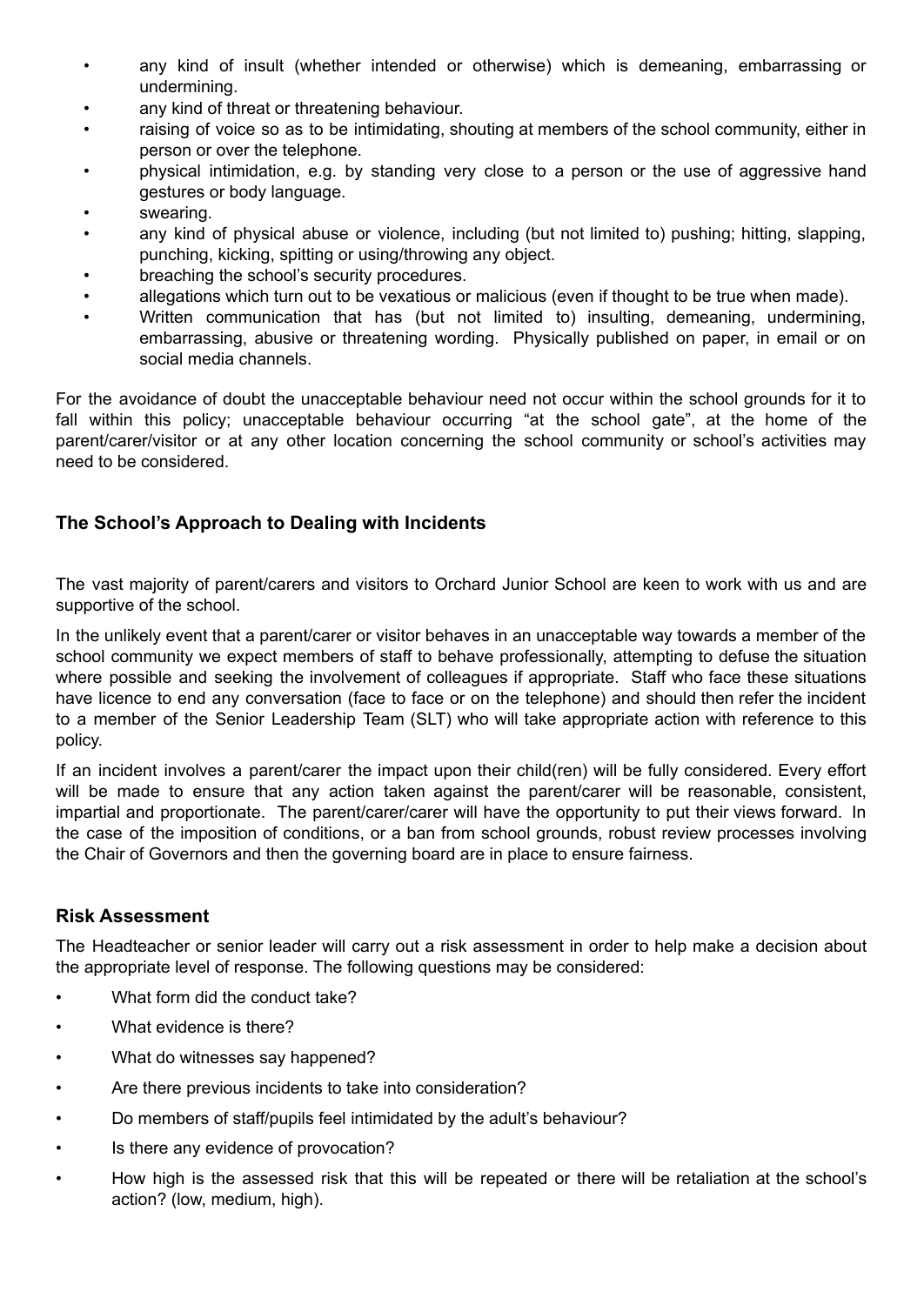- any kind of insult (whether intended or otherwise) which is demeaning, embarrassing or undermining.
- any kind of threat or threatening behaviour.
- raising of voice so as to be intimidating, shouting at members of the school community, either in person or over the telephone.
- physical intimidation, e.g. by standing very close to a person or the use of aggressive hand gestures or body language.
- swearing.
- any kind of physical abuse or violence, including (but not limited to) pushing; hitting, slapping, punching, kicking, spitting or using/throwing any object.
- breaching the school's security procedures.
- allegations which turn out to be vexatious or malicious (even if thought to be true when made).
- Written communication that has (but not limited to) insulting, demeaning, undermining, embarrassing, abusive or threatening wording. Physically published on paper, in email or on social media channels.

For the avoidance of doubt the unacceptable behaviour need not occur within the school grounds for it to fall within this policy; unacceptable behaviour occurring "at the school gate", at the home of the parent/carer/visitor or at any other location concerning the school community or school's activities may need to be considered.

### The School's Approach to Dealing with Incidents

The vast majority of parent/carers and visitors to Orchard Junior School are keen to work with us and are supportive of the school.

In the unlikely event that a parent/carer or visitor behaves in an unacceptable way towards a member of the school community we expect members of staff to behave professionally, attempting to defuse the situation where possible and seeking the involvement of colleagues if appropriate. Staff who face these situations have licence to end any conversation (face to face or on the telephone) and should then refer the incident to a member of the Senior Leadership Team (SLT) who will take appropriate action with reference to this policy.

If an incident involves a parent/carer the impact upon their child(ren) will be fully considered. Every effort will be made to ensure that any action taken against the parent/carer will be reasonable, consistent, impartial and proportionate. The parent/carer/carer will have the opportunity to put their views forward. In the case of the imposition of conditions, or a ban from school grounds, robust review processes involving the Chair of Governors and then the governing board are in place to ensure fairness.

### Risk Assessment

The Headteacher or senior leader will carry out a risk assessment in order to help make a decision about the appropriate level of response. The following questions may be considered:

- What form did the conduct take?
- What evidence is there?
- What do witnesses say happened?
- Are there previous incidents to take into consideration?
- Do members of staff/pupils feel intimidated by the adult's behaviour?
- Is there any evidence of provocation?
- How high is the assessed risk that this will be repeated or there will be retaliation at the school's action? (low, medium, high).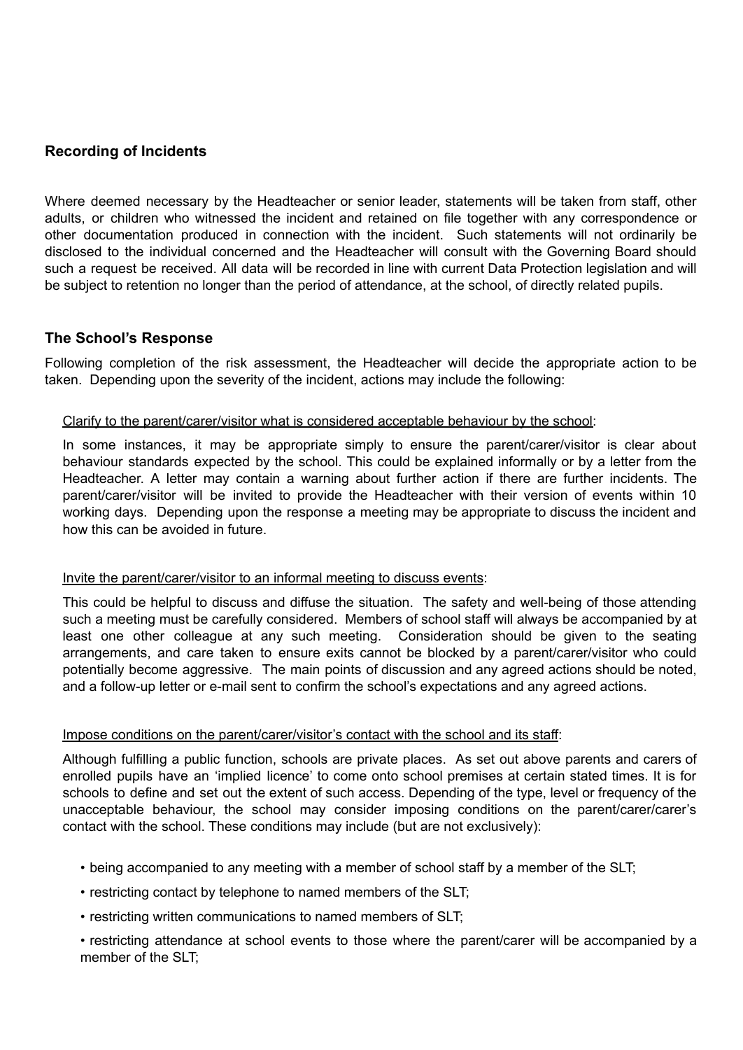## Recording of Incidents

Where deemed necessary by the Headteacher or senior leader, statements will be taken from staff, other adults, or children who witnessed the incident and retained on file together with any correspondence or other documentation produced in connection with the incident. Such statements will not ordinarily be disclosed to the individual concerned and the Headteacher will consult with the Governing Board should such a request be received. All data will be recorded in line with current Data Protection legislation and will be subject to retention no longer than the period of attendance, at the school, of directly related pupils.

## The School's Response

Following completion of the risk assessment, the Headteacher will decide the appropriate action to be taken. Depending upon the severity of the incident, actions may include the following:

Clarify to the parent/carer/visitor what is considered acceptable behaviour by the school:

In some instances, it may be appropriate simply to ensure the parent/carer/visitor is clear about behaviour standards expected by the school. This could be explained informally or by a letter from the Headteacher. A letter may contain a warning about further action if there are further incidents. The parent/carer/visitor will be invited to provide the Headteacher with their version of events within 10 working days. Depending upon the response a meeting may be appropriate to discuss the incident and how this can be avoided in future.

Invite the parent/carer/visitor to an informal meeting to discuss events:

This could be helpful to discuss and diffuse the situation. The safety and well-being of those attending such a meeting must be carefully considered. Members of school staff will always be accompanied by at least one other colleague at any such meeting. Consideration should be given to the seating arrangements, and care taken to ensure exits cannot be blocked by a parent/carer/visitor who could potentially become aggressive. The main points of discussion and any agreed actions should be noted, and a follow-up letter or e-mail sent to confirm the school's expectations and any agreed actions.

Impose conditions on the parent/carer/visitor's contact with the school and its staff:

Although fulfilling a public function, schools are private places. As set out above parents and carers of enrolled pupils have an 'implied licence' to come onto school premises at certain stated times. It is for schools to define and set out the extent of such access. Depending of the type, level or frequency of the unacceptable behaviour, the school may consider imposing conditions on the parent/carer/carer's contact with the school. These conditions may include (but are not exclusively):

- being accompanied to any meeting with a member of school staff by a member of the SLT;
- restricting contact by telephone to named members of the SLT;
- restricting written communications to named members of SLT;
- restricting attendance at school events to those where the parent/carer will be accompanied by a member of the SLT;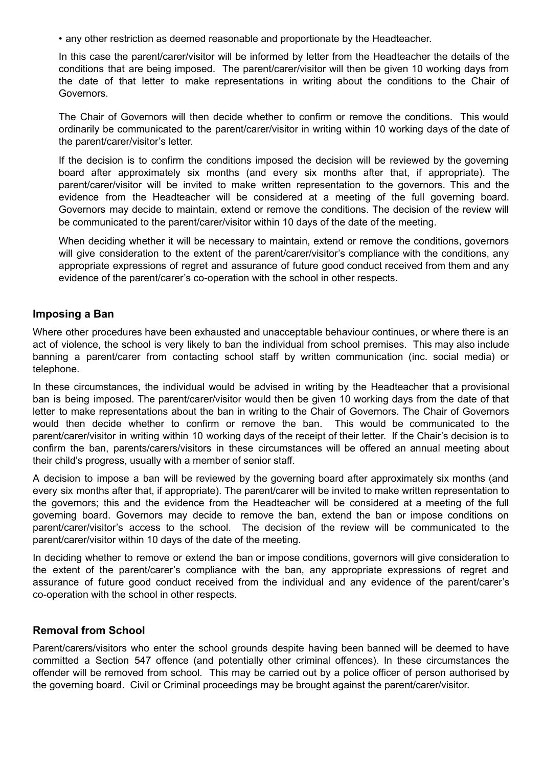- any other restriction as deemed reasonable and proportionate by the Headteacher.

In this case the parent/carer/visitor will be informed by letter from the Headteacher the details of the conditions that are being imposed. The parent/carer/visitor will then be given 10 working days from the date of that letter to make representations in writing about the conditions to the Chair of Governors.

The Chair of Governors will then decide whether to confirm or remove the conditions. This would ordinarily be communicated to the parent/carer/visitor in writing within 10 working days of the date of the parent/carer/visitor's letter.

If the decision is to confirm the conditions imposed the decision will be reviewed by the governing board after approximately six months (and every six months after that, if appropriate). The parent/carer/visitor will be invited to make written representation to the governors. This and the evidence from the Headteacher will be considered at a meeting of the full governing board. Governors may decide to maintain, extend or remove the conditions. The decision of the review will be communicated to the parent/carer/visitor within 10 days of the date of the meeting.

When deciding whether it will be necessary to maintain, extend or remove the conditions, governors will give consideration to the extent of the parent/carer/visitor's compliance with the conditions, any appropriate expressions of regret and assurance of future good conduct received from them and any evidence of the parent/carer's co-operation with the school in other respects.

### Imposing a Ban

Where other procedures have been exhausted and unacceptable behaviour continues, or where there is an act of violence, the school is very likely to ban the individual from school premises. This may also include banning a parent/carer from contacting school staff by written communication (inc. social media) or telephone.

In these circumstances, the individual would be advised in writing by the Headteacher that a provisional ban is being imposed. The parent/carer/visitor would then be given 10 working days from the date of that letter to make representations about the ban in writing to the Chair of Governors. The Chair of Governors would then decide whether to confirm or remove the ban. This would be communicated to the parent/carer/visitor in writing within 10 working days of the receipt of their letter. If the Chair's decision is to confirm the ban, parents/carers/visitors in these circumstances will be offered an annual meeting about their child's progress, usually with a member of senior staff.

A decision to impose a ban will be reviewed by the governing board after approximately six months (and every six months after that, if appropriate). The parent/carer will be invited to make written representation to the governors; this and the evidence from the Headteacher will be considered at a meeting of the full governing board. Governors may decide to remove the ban, extend the ban or impose conditions on parent/carer/visitor's access to the school. The decision of the review will be communicated to the parent/carer/visitor within 10 days of the date of the meeting.

In deciding whether to remove or extend the ban or impose conditions, governors will give consideration to the extent of the parent/carer's compliance with the ban, any appropriate expressions of regret and assurance of future good conduct received from the individual and any evidence of the parent/carer's co-operation with the school in other respects.

### Removal from School

Parent/carers/visitors who enter the school grounds despite having been banned will be deemed to have committed a Section 547 offence (and potentially other criminal offences). In these circumstances the offender will be removed from school. This may be carried out by a police officer of person authorised by the governing board. Civil or Criminal proceedings may be brought against the parent/carer/visitor.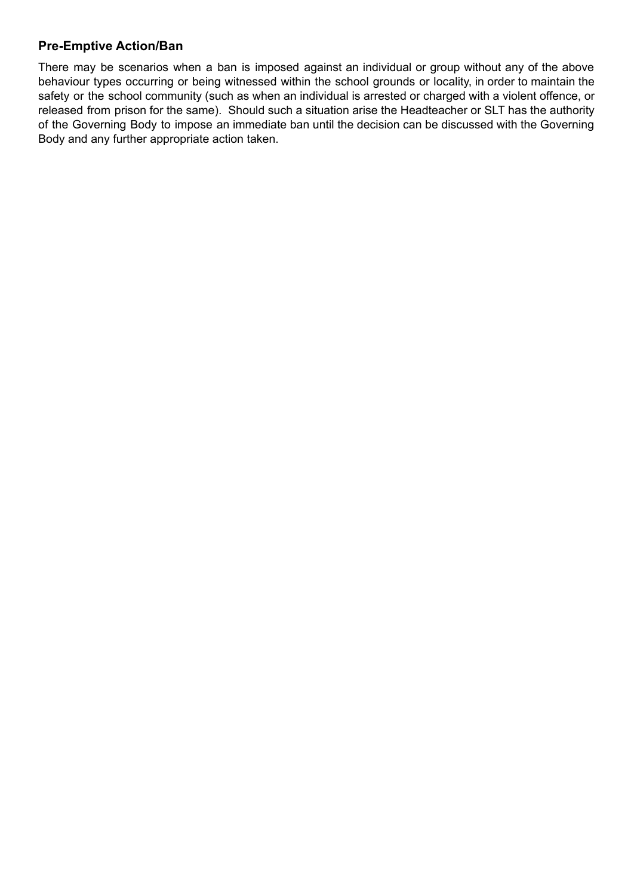### Pre-Emptive Action/Ban

There may be scenarios when a ban is imposed against an individual or group without any of the above behaviour types occurring or being witnessed within the school grounds or locality, in order to maintain the safety or the school community (such as when an individual is arrested or charged with a violent offence, or released from prison for the same). Should such a situation arise the Headteacher or SLT has the authority of the Governing Body to impose an immediate ban until the decision can be discussed with the Governing Body and any further appropriate action taken.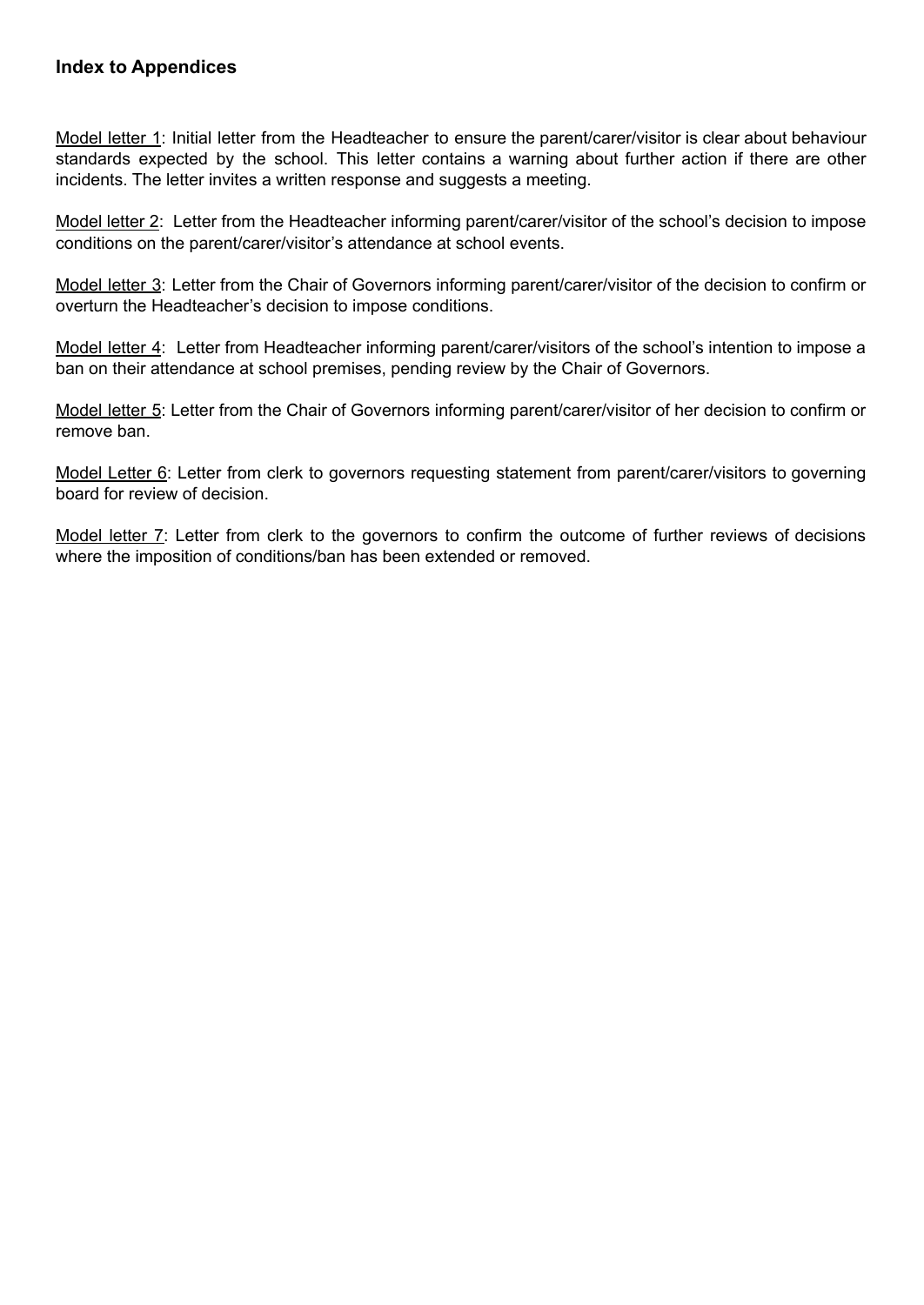### Index to Appendices

Model letter 1: Initial letter from the Headteacher to ensure the parent/carer/visitor is clear about behaviour standards expected by the school. This letter contains a warning about further action if there are other incidents. The letter invites a written response and suggests a meeting.

Model letter 2: Letter from the Headteacher informing parent/carer/visitor of the school's decision to impose conditions on the parent/carer/visitor's attendance at school events.

Model letter 3: Letter from the Chair of Governors informing parent/carer/visitor of the decision to confirm or overturn the Headteacher's decision to impose conditions.

Model letter 4: Letter from Headteacher informing parent/carer/visitors of the school's intention to impose a ban on their attendance at school premises, pending review by the Chair of Governors.

Model letter 5: Letter from the Chair of Governors informing parent/carer/visitor of her decision to confirm or remove ban.

Model Letter 6: Letter from clerk to governors requesting statement from parent/carer/visitors to governing board for review of decision.

Model letter 7: Letter from clerk to the governors to confirm the outcome of further reviews of decisions where the imposition of conditions/ban has been extended or removed.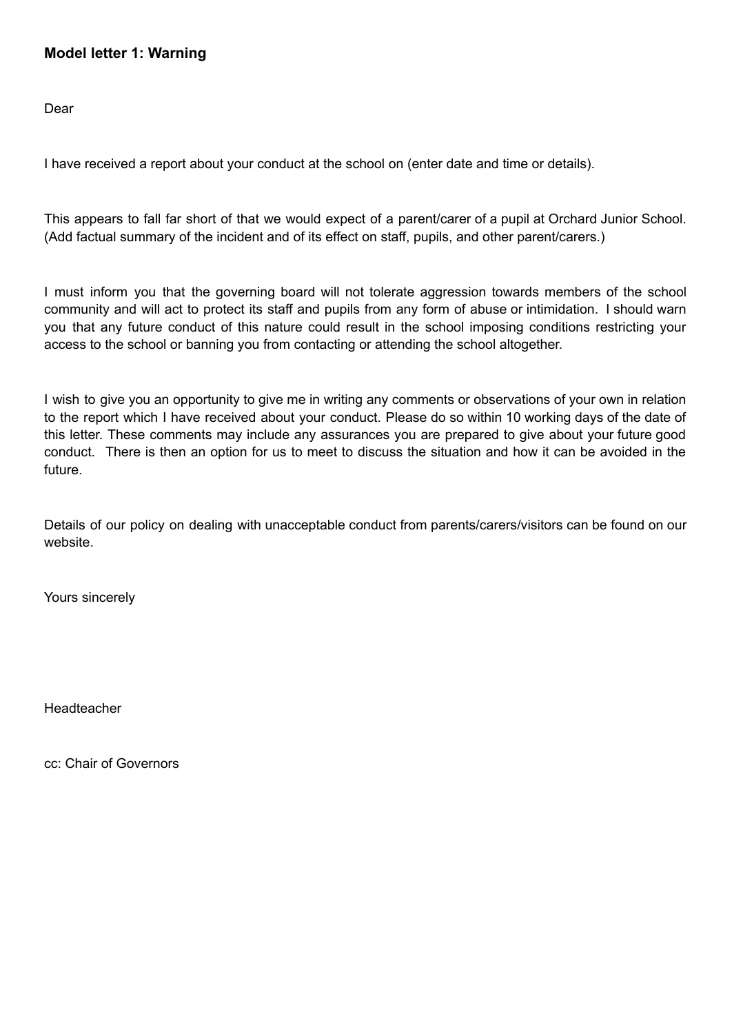### Model letter 1: Warning

Dear

I have received a report about your conduct at the school on (enter date and time or details).

This appears to fall far short of that we would expect of a parent/carer of a pupil at Orchard Junior School. (Add factual summary of the incident and of its effect on staff, pupils, and other parent/carers.)

I must inform you that the governing board will not tolerate aggression towards members of the school community and will act to protect its staff and pupils from any form of abuse or intimidation. I should warn you that any future conduct of this nature could result in the school imposing conditions restricting your access to the school or banning you from contacting or attending the school altogether.

I wish to give you an opportunity to give me in writing any comments or observations of your own in relation to the report which I have received about your conduct. Please do so within 10 working days of the date of this letter. These comments may include any assurances you are prepared to give about your future good conduct. There is then an option for us to meet to discuss the situation and how it can be avoided in the future.

Details of our policy on dealing with unacceptable conduct from parents/carers/visitors can be found on our website.

Yours sincerely

Headteacher

cc: Chair of Governors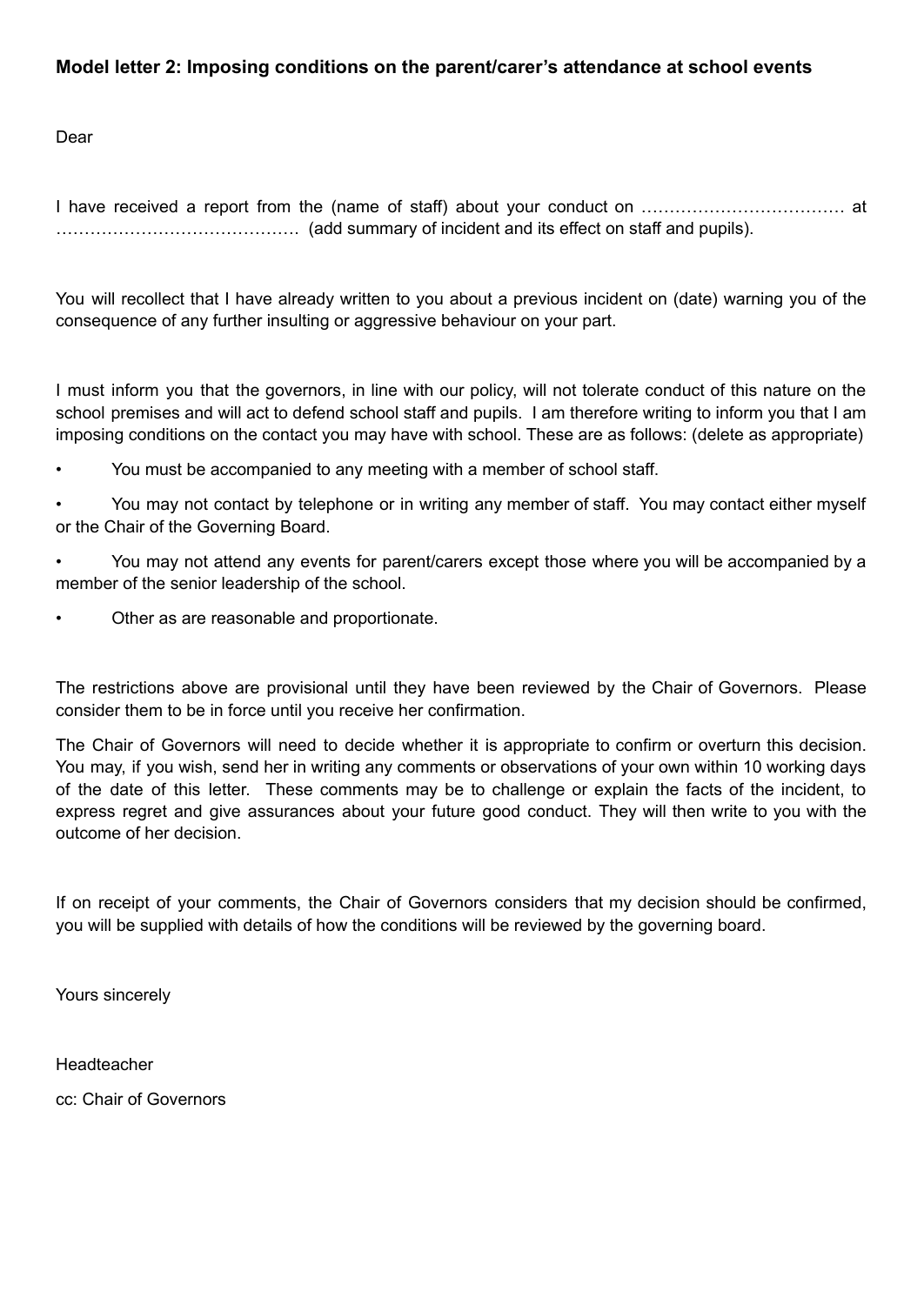**Model letter 2: Imposing conditions on the parent/carer's attendance at school events**

Dear

I have received a report from the (name of staff) about your conduct on ……………………………… at …………………………………… (add summary of incident and its effect on staff and pupils).

You will recollect that I have already written to you about a previous incident on (date) warning you of the consequence of any further insulting or aggressive behaviour on your part.

I must inform you that the governors, in line with our policy, will not tolerate conduct of this nature on the school premises and will act to defend school staff and pupils. I am therefore writing to inform you that I am imposing conditions on the contact you may have with school. These are as follows: (delete as appropriate)

- You must be accompanied to any meeting with a member of school staff.
- You may not contact by telephone or in writing any member of staff. You may contact either myself or the Chair of the Governing Board.
- You may not attend any events for parent/carers except those where you will be accompanied by a member of the senior leadership of the school.
- Other as are reasonable and proportionate.

The restrictions above are provisional until they have been reviewed by the Chair of Governors. Please consider them to be in force until you receive her confirmation.

The Chair of Governors will need to decide whether it is appropriate to confirm or overturn this decision. You may, if you wish, send her in writing any comments or observations of your own within 10 working days of the date of this letter. These comments may be to challenge or explain the facts of the incident, to express regret and give assurances about your future good conduct. They will then write to you with the outcome of her decision.

If on receipt of your comments, the Chair of Governors considers that my decision should be confirmed, you will be supplied with details of how the conditions will be reviewed by the governing board.

Yours sincerely

Headteacher

cc: Chair of Governors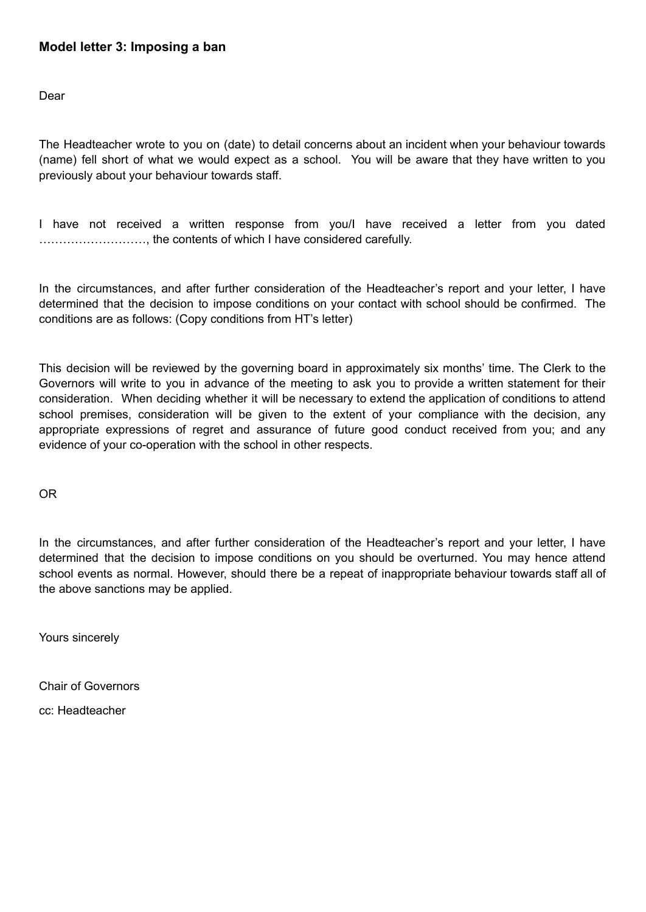### Model letter 3: Imposing a ban

Dear

The Headteacher wrote to you on (date) to detail concerns about an incident when your behaviour towards (name) fell short of what we would expect as a school. You will be aware that they have written to you previously about your behaviour towards staff.

I have not received a written response from you/I have received a letter from you dated ………………………, the contents of which I have considered carefully.

In the circumstances, and after further consideration of the Headteacher's report and your letter, I have determined that the decision to impose conditions on your contact with school should be confirmed. The conditions are as follows: (Copy conditions from HT's letter)

This decision will be reviewed by the governing board in approximately six months' time. The Clerk to the Governors will write to you in advance of the meeting to ask you to provide a written statement for their consideration. When deciding whether it will be necessary to extend the application of conditions to attend school premises, consideration will be given to the extent of your compliance with the decision, any appropriate expressions of regret and assurance of future good conduct received from you; and any evidence of your co-operation with the school in other respects.

OR

In the circumstances, and after further consideration of the Headteacher's report and your letter, I have determined that the decision to impose conditions on you should be overturned. You may hence attend school events as normal. However, should there be a repeat of inappropriate behaviour towards staff all of the above sanctions may be applied.

Yours sincerely

Chair of Governors

cc: Headteacher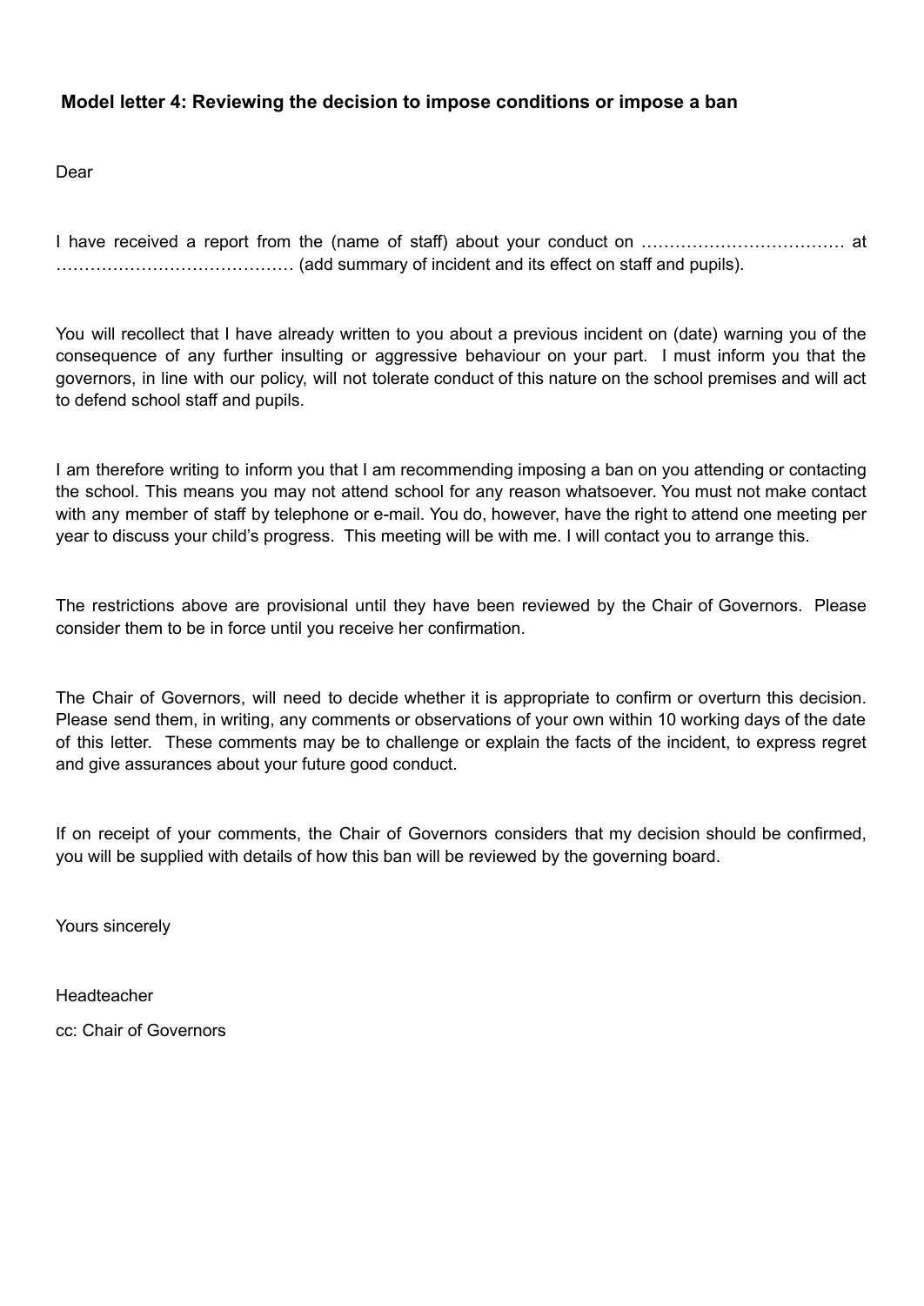**Model letter 4: Reviewing the decision to impose conditions or impose a ban**

Dear

I have received a report from the (name of staff) about your conduct on ……………………………… at …………………………………… (add summary of incident and its effect on staff and pupils).

You will recollect that I have already written to you about a previous incident on (date) warning you of the consequence of any further insulting or aggressive behaviour on your part. I must inform you that the governors, in line with our policy, will not tolerate conduct of this nature on the school premises and will act to defend school staff and pupils.

I am therefore writing to inform you that I am recommending imposing a ban on you attending or contacting the school. This means you may not attend school for any reason whatsoever. You must not make contact with any member of staff by telephone or e-mail. You do, however, have the right to attend one meeting per year to discuss your child's progress. This meeting will be with me. I will contact you to arrange this.

The restrictions above are provisional until they have been reviewed by the Chair of Governors. Please consider them to be in force until you receive her confirmation.

The Chair of Governors, will need to decide whether it is appropriate to confirm or overturn this decision. Please send them, in writing, any comments or observations of your own within 10 working days of the date of this letter. These comments may be to challenge or explain the facts of the incident, to express regret and give assurances about your future good conduct.

If on receipt of your comments, the Chair of Governors considers that my decision should be confirmed, you will be supplied with details of how this ban will be reviewed by the governing board.

Yours sincerely

Headteacher

cc: Chair of Governors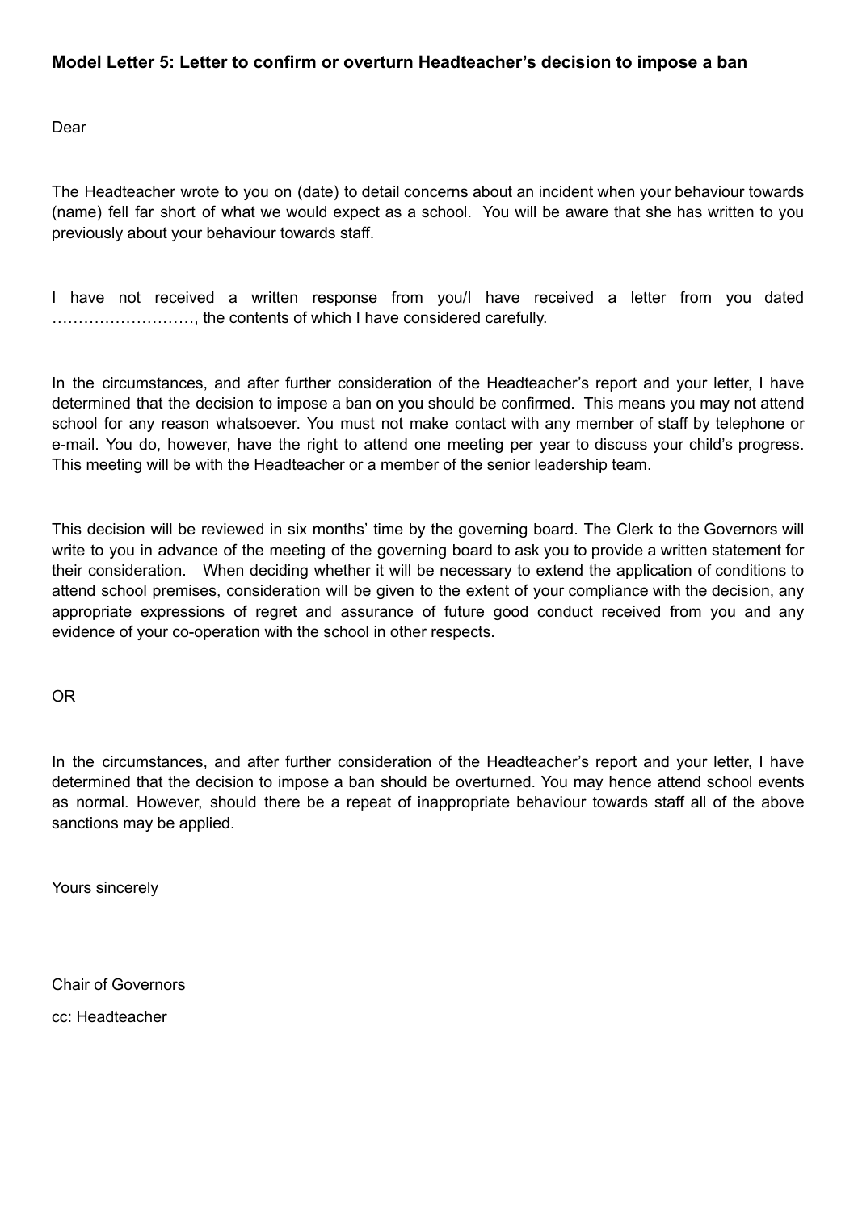**Model Letter 5: Letter to confirm or overturn Headteacher's decision to impose a ban**

Dear

The Headteacher wrote to you on (date) to detail concerns about an incident when your behaviour towards (name) fell far short of what we would expect as a school. You will be aware that she has written to you previously about your behaviour towards staff.

I have not received a written response from you/I have received a letter from you dated ………………………, the contents of which I have considered carefully.

In the circumstances, and after further consideration of the Headteacher's report and your letter, I have determined that the decision to impose a ban on you should be confirmed. This means you may not attend school for any reason whatsoever. You must not make contact with any member of staff by telephone or e-mail. You do, however, have the right to attend one meeting per year to discuss your child's progress. This meeting will be with the Headteacher or a member of the senior leadership team.

This decision will be reviewed in six months' time by the governing board. The Clerk to the Governors will write to you in advance of the meeting of the governing board to ask you to provide a written statement for their consideration. When deciding whether it will be necessary to extend the application of conditions to attend school premises, consideration will be given to the extent of your compliance with the decision, any appropriate expressions of regret and assurance of future good conduct received from you and any evidence of your co-operation with the school in other respects.

OR

In the circumstances, and after further consideration of the Headteacher's report and your letter, I have determined that the decision to impose a ban should be overturned. You may hence attend school events as normal. However, should there be a repeat of inappropriate behaviour towards staff all of the above sanctions may be applied.

Yours sincerely

Chair of Governors

cc: Headteacher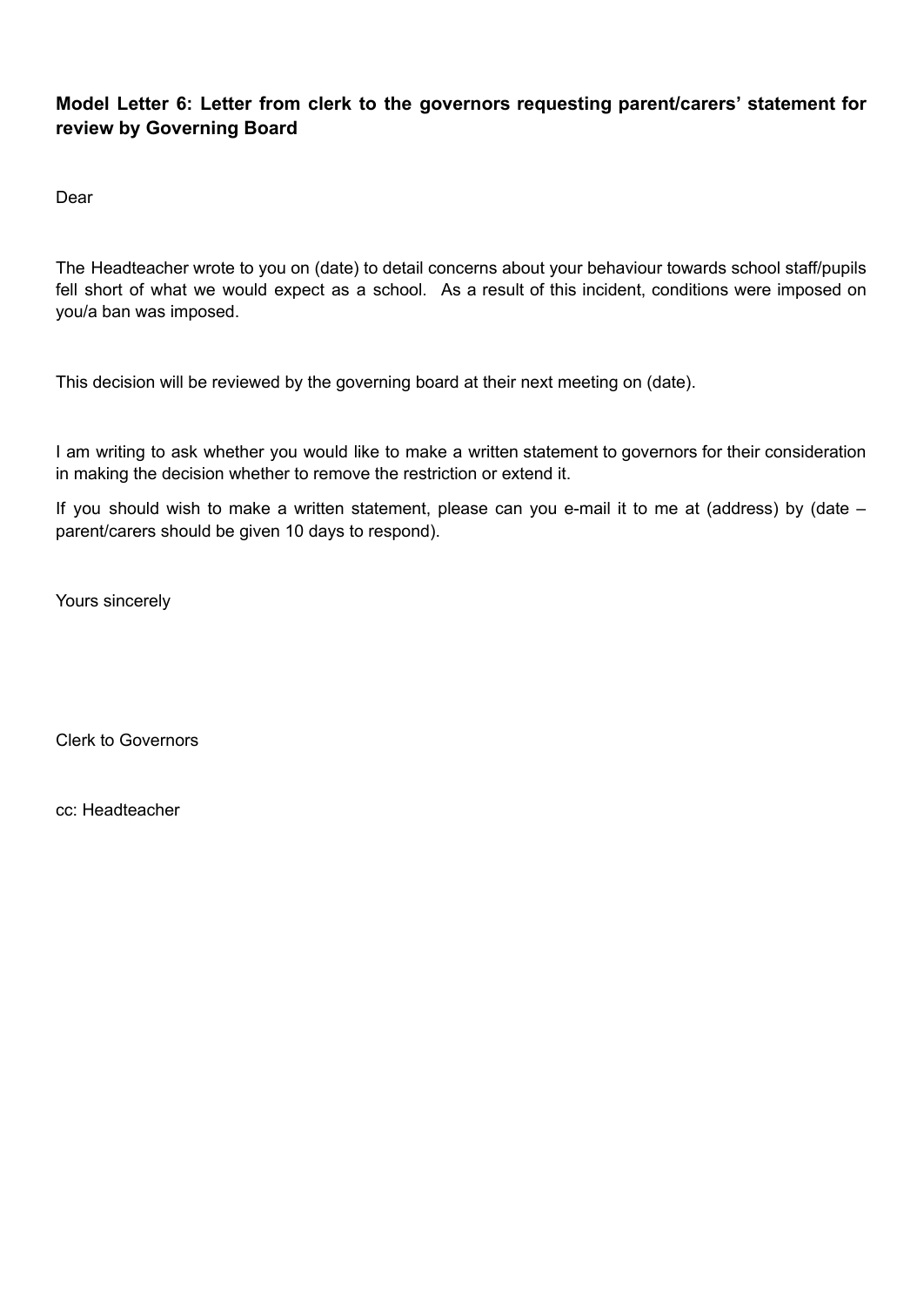**Model Letter 6: Letter from clerk to the governors requesting parent/carers' statement for review by Governing Board**

Dear

The Headteacher wrote to you on (date) to detail concerns about your behaviour towards school staff/pupils fell short of what we would expect as a school. As a result of this incident, conditions were imposed on you/a ban was imposed.

This decision will be reviewed by the governing board at their next meeting on (date).

I am writing to ask whether you would like to make a written statement to governors for their consideration in making the decision whether to remove the restriction or extend it.

If you should wish to make a written statement, please can you e-mail it to me at (address) by (date – parent/carers should be given 10 days to respond).

Yours sincerely

Clerk to Governors

cc: Headteacher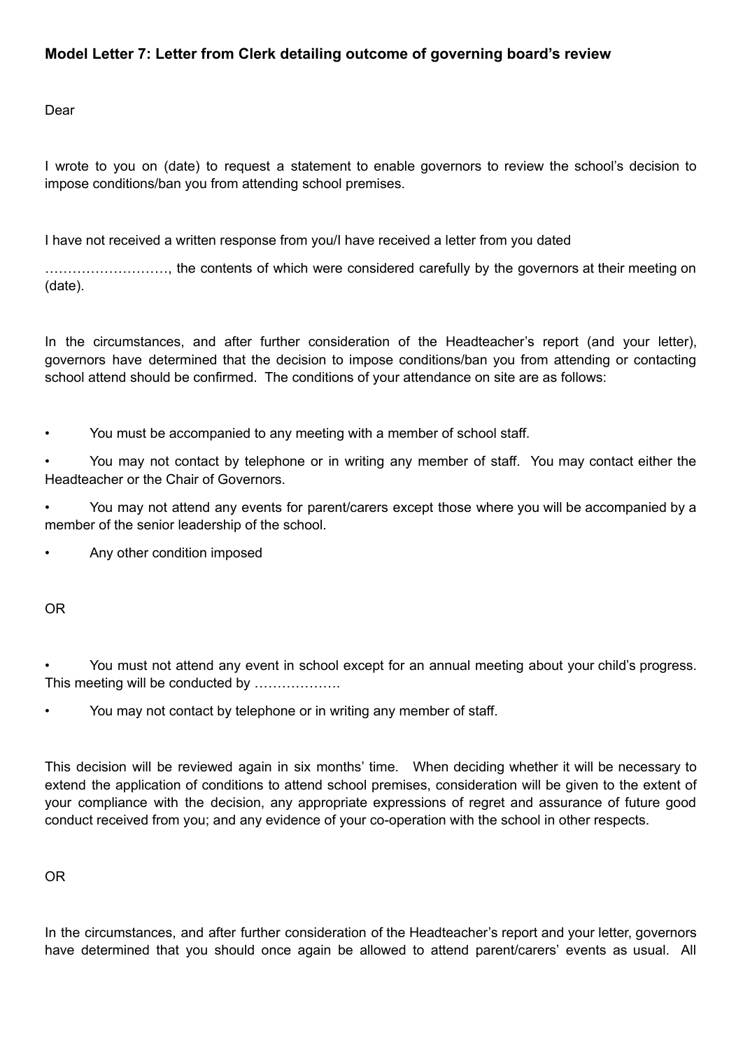**Model Letter 7: Letter from Clerk detailing outcome of governing board's review**

Dear

I wrote to you on (date) to request a statement to enable governors to review the school's decision to impose conditions/ban you from attending school premises.

I have not received a written response from you/I have received a letter from you dated

………………………, the contents of which were considered carefully by the governors at their meeting on (date).

In the circumstances, and after further consideration of the Headteacher's report (and your letter), governors have determined that the decision to impose conditions/ban you from attending or contacting school attend should be confirmed. The conditions of your attendance on site are as follows:

- You must be accompanied to any meeting with a member of school staff.
- You may not contact by telephone or in writing any member of staff. You may contact either the Headteacher or the Chair of Governors.
- You may not attend any events for parent/carers except those where you will be accompanied by a member of the senior leadership of the school.
- Any other condition imposed

OR

- You must not attend any event in school except for an annual meeting about your child's progress. This meeting will be conducted by ……………….
- You may not contact by telephone or in writing any member of staff.

This decision will be reviewed again in six months' time. When deciding whether it will be necessary to extend the application of conditions to attend school premises, consideration will be given to the extent of your compliance with the decision, any appropriate expressions of regret and assurance of future good conduct received from you; and any evidence of your co-operation with the school in other respects.

OR

In the circumstances, and after further consideration of the Headteacher's report and your letter, governors have determined that you should once again be allowed to attend parent/carers' events as usual. All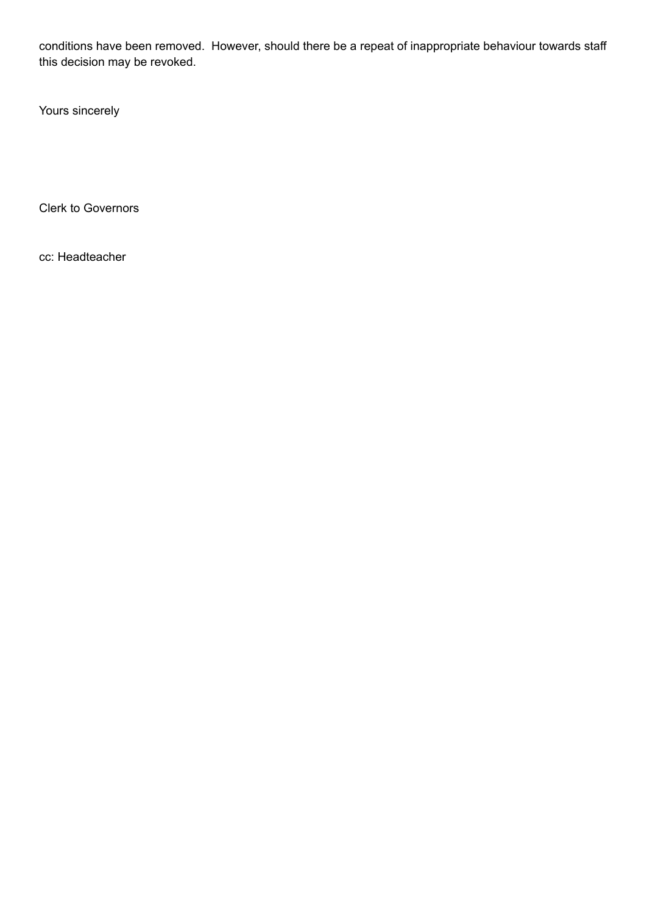conditions have been removed.  However, should there be a repeat of inappropriate behaviour towards staff this decision may be revoked.

Yours sincerely

Clerk to Governors

cc: Headteacher